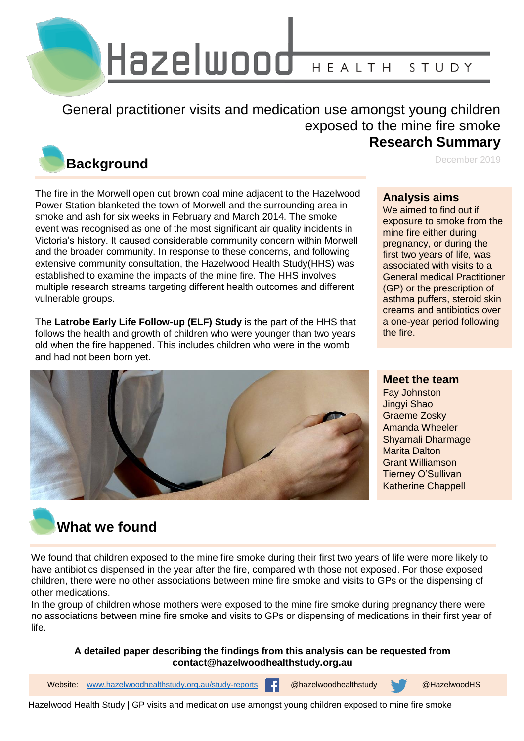# Hazelwood HEALTH STUDY

## General practitioner visits and medication use amongst young children exposed to the mine fire smoke

**Research Summary**

December 2019

## Background

The fire in the Morwell open cut brown coal mine adjacent to the Hazelwood Power Station blanketed the town of Morwell and the surrounding area in smoke and ash for six weeks in February and March 2014. The smoke event was recognised as one of the most significant air quality incidents in Victoria's history. It caused considerable community concern within Morwell and the broader community. In response to these concerns, and following extensive community consultation, the Hazelwood Health Study(HHS) was established to examine the impacts of the mine fire. The HHS involves multiple research streams targeting different health outcomes and different vulnerable groups.

The **Latrobe Early Life Follow-up (ELF) Study** is the part of the HHS that follows the health and growth of children who were younger than two years old when the fire happened. This includes children who were in the womb and had not been born yet.

### Analysis aims

We aimed to find out if exposure to smoke from the mine fire either during pregnancy, or during the first two years of life, was associated with visits to a General medical Practitioner (GP) or the prescription of asthma puffers, steroid skin creams and antibiotics over a one-year period following the fire.

### Meet the team

Fay Johnston
Jingyi Shao
Graeme Zosky
Amanda Wheeler
Shyamali Dharmage
Marita Dalton
Grant Williamson
Tierney O'Sullivan
Katherine Chappell

## What we found

We found that children exposed to the mine fire smoke during their first two years of life were more likely to have antibiotics dispensed in the year after the fire, compared with those not exposed. For those exposed children, there were no other associations between mine fire smoke and visits to GPs or the dispensing of other medications.

In the group of children whose mothers were exposed to the mine fire smoke during pregnancy there were no associations between mine fire smoke and visits to GPs or dispensing of medications in their first year of life.

**A detailed paper describing the findings from this analysis can be requested from contact@hazelwoodhealthstudy.org.au**

Website: www.hazelwoodhealthstudy.org.au/study-reports @hazelwoodhealthstudy @HazelwoodHS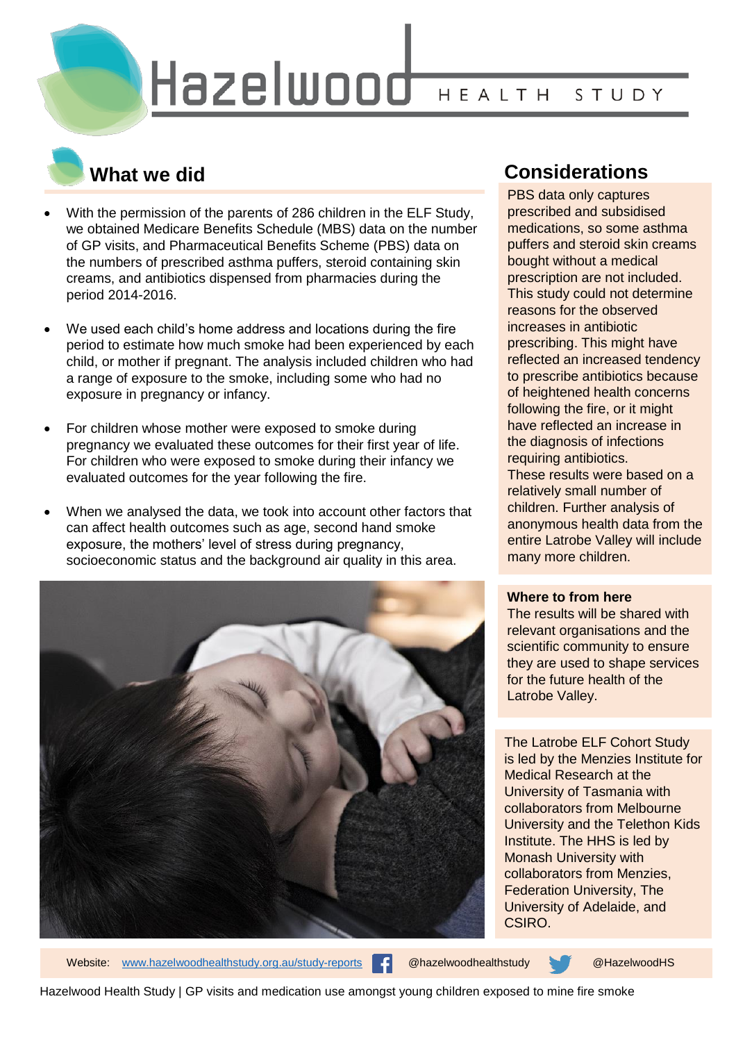# Hazelwood HEALTH STUDY

## What we did

- With the permission of the parents of 286 children in the ELF Study, we obtained Medicare Benefits Schedule (MBS) data on the number of GP visits, and Pharmaceutical Benefits Scheme (PBS) data on the numbers of prescribed asthma puffers, steroid containing skin creams, and antibiotics dispensed from pharmacies during the period 2014-2016.
- We used each child's home address and locations during the fire period to estimate how much smoke had been experienced by each child, or mother if pregnant. The analysis included children who had a range of exposure to the smoke, including some who had no exposure in pregnancy or infancy.
- For children whose mother were exposed to smoke during pregnancy we evaluated these outcomes for their first year of life. For children who were exposed to smoke during their infancy we evaluated outcomes for the year following the fire.
- When we analysed the data, we took into account other factors that can affect health outcomes such as age, second hand smoke exposure, the mothers' level of stress during pregnancy, socioeconomic status and the background air quality in this area.

## Considerations

PBS data only captures prescribed and subsidised medications, so some asthma puffers and steroid skin creams bought without a medical prescription are not included. This study could not determine reasons for the observed increases in antibiotic prescribing. This might have reflected an increased tendency to prescribe antibiotics because of heightened health concerns following the fire, or it might have reflected an increase in the diagnosis of infections requiring antibiotics.
These results were based on a relatively small number of children. Further analysis of anonymous health data from the entire Latrobe Valley will include many more children.

**Where to from here**

The results will be shared with relevant organisations and the scientific community to ensure they are used to shape services for the future health of the Latrobe Valley.

The Latrobe ELF Cohort Study is led by the Menzies Institute for Medical Research at the University of Tasmania with collaborators from Melbourne University and the Telethon Kids Institute. The HHS is led by Monash University with collaborators from Menzies, Federation University, The University of Adelaide, and CSIRO.

Website: www.hazelwoodhealthstudy.org.au/study-reports @hazelwoodhealthstudy @HazelwoodHS

Hazelwood Health Study | GP visits and medication use amongst young children exposed to mine fire smoke